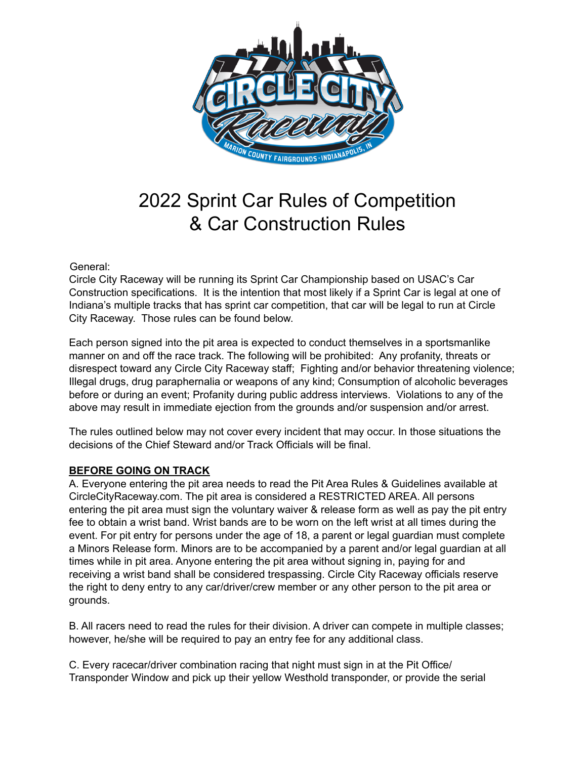# 2022 Sprint Car Rules of Competition & Car Construction Rules

General:
Circle City Raceway will be running its Sprint Car Championship based on USAC's Car Construction specifications. It is the intention that most likely if a Sprint Car is legal at one of Indiana's multiple tracks that has sprint car competition, that car will be legal to run at Circle City Raceway. Those rules can be found below.

Each person signed into the pit area is expected to conduct themselves in a sportsmanlike manner on and off the race track. The following will be prohibited: Any profanity, threats or disrespect toward any Circle City Raceway staff; Fighting and/or behavior threatening violence; Illegal drugs, drug paraphernalia or weapons of any kind; Consumption of alcoholic beverages before or during an event; Profanity during public address interviews. Violations to any of the above may result in immediate ejection from the grounds and/or suspension and/or arrest.

The rules outlined below may not cover every incident that may occur. In those situations the decisions of the Chief Steward and/or Track Officials will be final.

## BEFORE GOING ON TRACK

A. Everyone entering the pit area needs to read the Pit Area Rules & Guidelines available at CircleCityRaceway.com. The pit area is considered a RESTRICTED AREA. All persons entering the pit area must sign the voluntary waiver & release form as well as pay the pit entry fee to obtain a wrist band. Wrist bands are to be worn on the left wrist at all times during the event. For pit entry for persons under the age of 18, a parent or legal guardian must complete a Minors Release form. Minors are to be accompanied by a parent and/or legal guardian at all times while in pit area. Anyone entering the pit area without signing in, paying for and receiving a wrist band shall be considered trespassing. Circle City Raceway officials reserve the right to deny entry to any car/driver/crew member or any other person to the pit area or grounds.

B. All racers need to read the rules for their division. A driver can compete in multiple classes; however, he/she will be required to pay an entry fee for any additional class.

C. Every racecar/driver combination racing that night must sign in at the Pit Office/ Transponder Window and pick up their yellow Westhold transponder, or provide the serial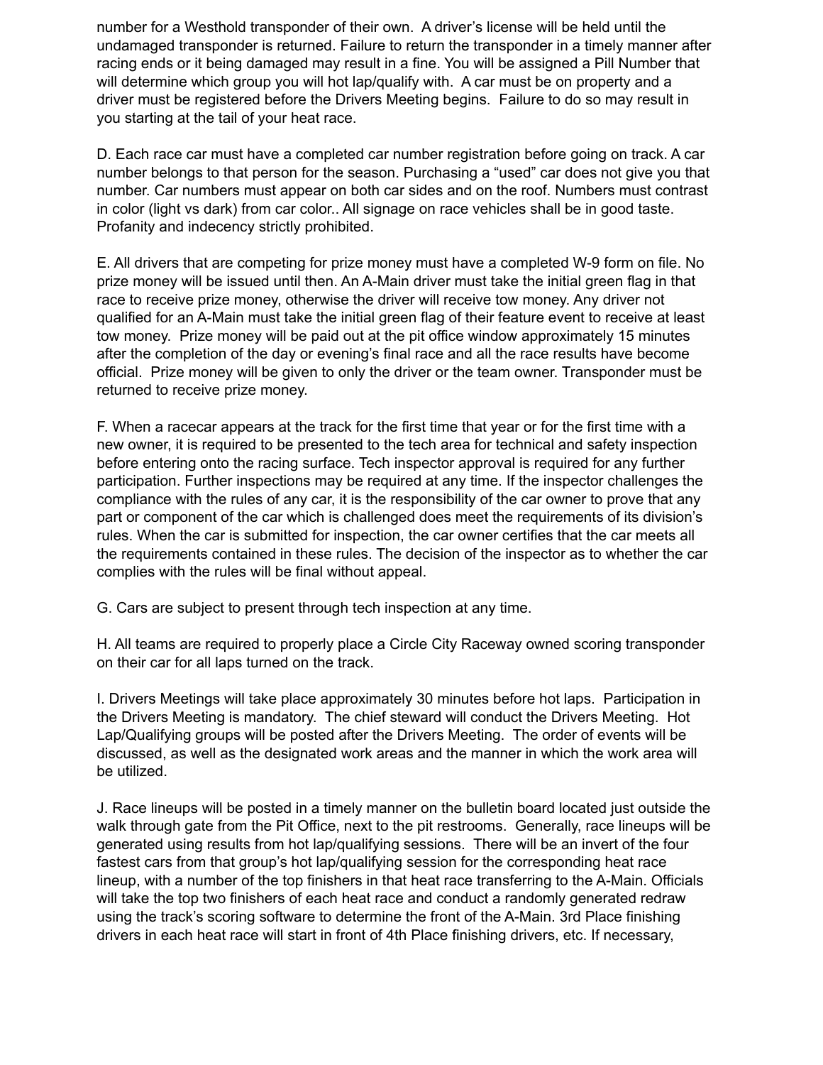number for a Westhold transponder of their own. A driver's license will be held until the undamaged transponder is returned. Failure to return the transponder in a timely manner after racing ends or it being damaged may result in a fine. You will be assigned a Pill Number that will determine which group you will hot lap/qualify with. A car must be on property and a driver must be registered before the Drivers Meeting begins. Failure to do so may result in you starting at the tail of your heat race.

D. Each race car must have a completed car number registration before going on track. A car number belongs to that person for the season. Purchasing a "used" car does not give you that number. Car numbers must appear on both car sides and on the roof. Numbers must contrast in color (light vs dark) from car color.. All signage on race vehicles shall be in good taste. Profanity and indecency strictly prohibited.

E. All drivers that are competing for prize money must have a completed W-9 form on file. No prize money will be issued until then. An A-Main driver must take the initial green flag in that race to receive prize money, otherwise the driver will receive tow money. Any driver not qualified for an A-Main must take the initial green flag of their feature event to receive at least tow money. Prize money will be paid out at the pit office window approximately 15 minutes after the completion of the day or evening's final race and all the race results have become official. Prize money will be given to only the driver or the team owner. Transponder must be returned to receive prize money.

F. When a racecar appears at the track for the first time that year or for the first time with a new owner, it is required to be presented to the tech area for technical and safety inspection before entering onto the racing surface. Tech inspector approval is required for any further participation. Further inspections may be required at any time. If the inspector challenges the compliance with the rules of any car, it is the responsibility of the car owner to prove that any part or component of the car which is challenged does meet the requirements of its division's rules. When the car is submitted for inspection, the car owner certifies that the car meets all the requirements contained in these rules. The decision of the inspector as to whether the car complies with the rules will be final without appeal.

G. Cars are subject to present through tech inspection at any time.

H. All teams are required to properly place a Circle City Raceway owned scoring transponder on their car for all laps turned on the track.

I. Drivers Meetings will take place approximately 30 minutes before hot laps. Participation in the Drivers Meeting is mandatory. The chief steward will conduct the Drivers Meeting. Hot Lap/Qualifying groups will be posted after the Drivers Meeting. The order of events will be discussed, as well as the designated work areas and the manner in which the work area will be utilized.

J. Race lineups will be posted in a timely manner on the bulletin board located just outside the walk through gate from the Pit Office, next to the pit restrooms. Generally, race lineups will be generated using results from hot lap/qualifying sessions. There will be an invert of the four fastest cars from that group's hot lap/qualifying session for the corresponding heat race lineup, with a number of the top finishers in that heat race transferring to the A-Main. Officials will take the top two finishers of each heat race and conduct a randomly generated redraw using the track's scoring software to determine the front of the A-Main. 3rd Place finishing drivers in each heat race will start in front of 4th Place finishing drivers, etc. If necessary,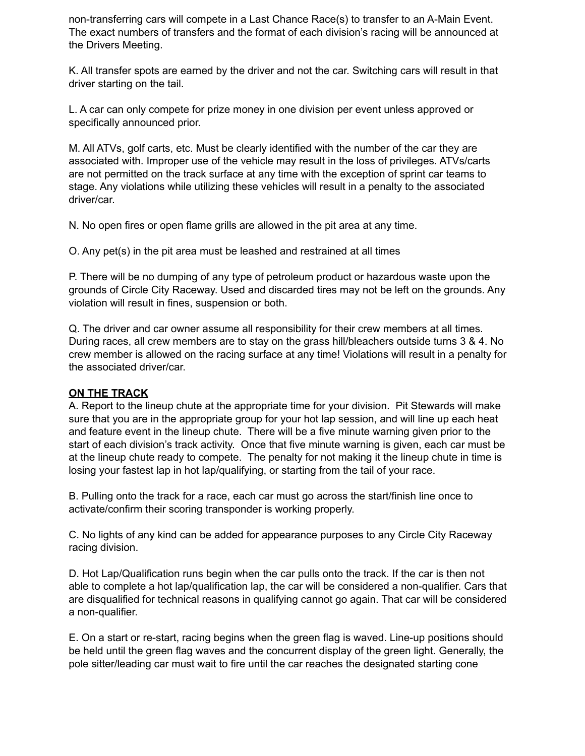non-transferring cars will compete in a Last Chance Race(s) to transfer to an A-Main Event. The exact numbers of transfers and the format of each division's racing will be announced at the Drivers Meeting.

K. All transfer spots are earned by the driver and not the car. Switching cars will result in that driver starting on the tail.

L. A car can only compete for prize money in one division per event unless approved or specifically announced prior.

M. All ATVs, golf carts, etc. Must be clearly identified with the number of the car they are associated with. Improper use of the vehicle may result in the loss of privileges. ATVs/carts are not permitted on the track surface at any time with the exception of sprint car teams to stage. Any violations while utilizing these vehicles will result in a penalty to the associated driver/car.

N. No open fires or open flame grills are allowed in the pit area at any time.

O. Any pet(s) in the pit area must be leashed and restrained at all times

P. There will be no dumping of any type of petroleum product or hazardous waste upon the grounds of Circle City Raceway. Used and discarded tires may not be left on the grounds. Any violation will result in fines, suspension or both.

Q. The driver and car owner assume all responsibility for their crew members at all times. During races, all crew members are to stay on the grass hill/bleachers outside turns 3 & 4. No crew member is allowed on the racing surface at any time! Violations will result in a penalty for the associated driver/car.

**ON THE TRACK**

A. Report to the lineup chute at the appropriate time for your division. Pit Stewards will make sure that you are in the appropriate group for your hot lap session, and will line up each heat and feature event in the lineup chute. There will be a five minute warning given prior to the start of each division's track activity. Once that five minute warning is given, each car must be at the lineup chute ready to compete. The penalty for not making it the lineup chute in time is losing your fastest lap in hot lap/qualifying, or starting from the tail of your race.

B. Pulling onto the track for a race, each car must go across the start/finish line once to activate/confirm their scoring transponder is working properly.

C. No lights of any kind can be added for appearance purposes to any Circle City Raceway racing division.

D. Hot Lap/Qualification runs begin when the car pulls onto the track. If the car is then not able to complete a hot lap/qualification lap, the car will be considered a non-qualifier. Cars that are disqualified for technical reasons in qualifying cannot go again. That car will be considered a non-qualifier.

E. On a start or re-start, racing begins when the green flag is waved. Line-up positions should be held until the green flag waves and the concurrent display of the green light. Generally, the pole sitter/leading car must wait to fire until the car reaches the designated starting cone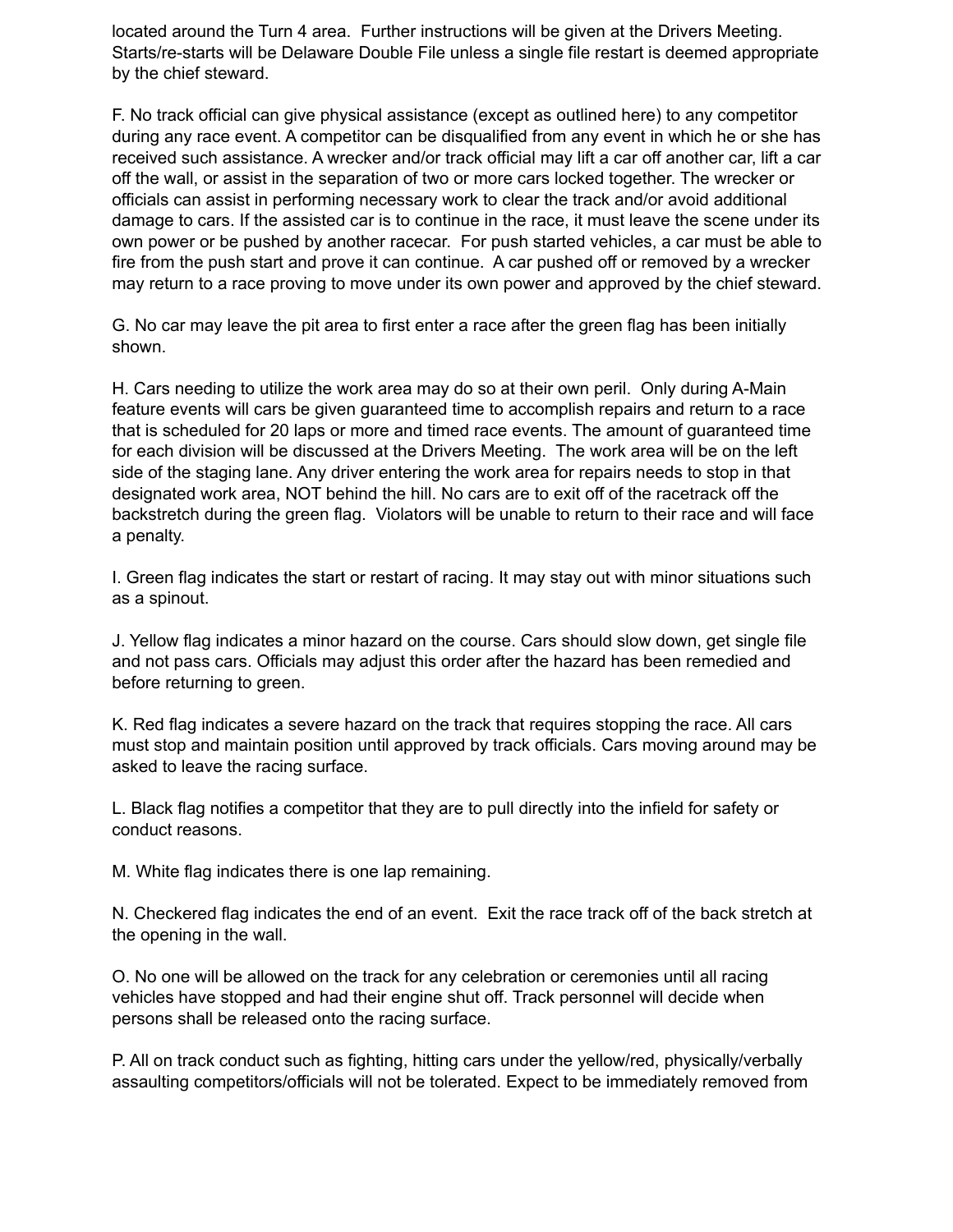located around the Turn 4 area.  Further instructions will be given at the Drivers Meeting. Starts/re-starts will be Delaware Double File unless a single file restart is deemed appropriate by the chief steward.

F. No track official can give physical assistance (except as outlined here) to any competitor during any race event. A competitor can be disqualified from any event in which he or she has received such assistance. A wrecker and/or track official may lift a car off another car, lift a car off the wall, or assist in the separation of two or more cars locked together. The wrecker or officials can assist in performing necessary work to clear the track and/or avoid additional damage to cars. If the assisted car is to continue in the race, it must leave the scene under its own power or be pushed by another racecar.  For push started vehicles, a car must be able to fire from the push start and prove it can continue.  A car pushed off or removed by a wrecker may return to a race proving to move under its own power and approved by the chief steward.

G. No car may leave the pit area to first enter a race after the green flag has been initially shown.

H. Cars needing to utilize the work area may do so at their own peril.  Only during A-Main feature events will cars be given guaranteed time to accomplish repairs and return to a race that is scheduled for 20 laps or more and timed race events. The amount of guaranteed time for each division will be discussed at the Drivers Meeting.  The work area will be on the left side of the staging lane. Any driver entering the work area for repairs needs to stop in that designated work area, NOT behind the hill. No cars are to exit off of the racetrack off the backstretch during the green flag.  Violators will be unable to return to their race and will face a penalty.

I. Green flag indicates the start or restart of racing. It may stay out with minor situations such as a spinout.

J. Yellow flag indicates a minor hazard on the course. Cars should slow down, get single file and not pass cars. Officials may adjust this order after the hazard has been remedied and before returning to green.

K. Red flag indicates a severe hazard on the track that requires stopping the race. All cars must stop and maintain position until approved by track officials. Cars moving around may be asked to leave the racing surface.

L. Black flag notifies a competitor that they are to pull directly into the infield for safety or conduct reasons.

M. White flag indicates there is one lap remaining.

N. Checkered flag indicates the end of an event.  Exit the race track off of the back stretch at the opening in the wall.

O. No one will be allowed on the track for any celebration or ceremonies until all racing vehicles have stopped and had their engine shut off. Track personnel will decide when persons shall be released onto the racing surface.

P. All on track conduct such as fighting, hitting cars under the yellow/red, physically/verbally assaulting competitors/officials will not be tolerated. Expect to be immediately removed from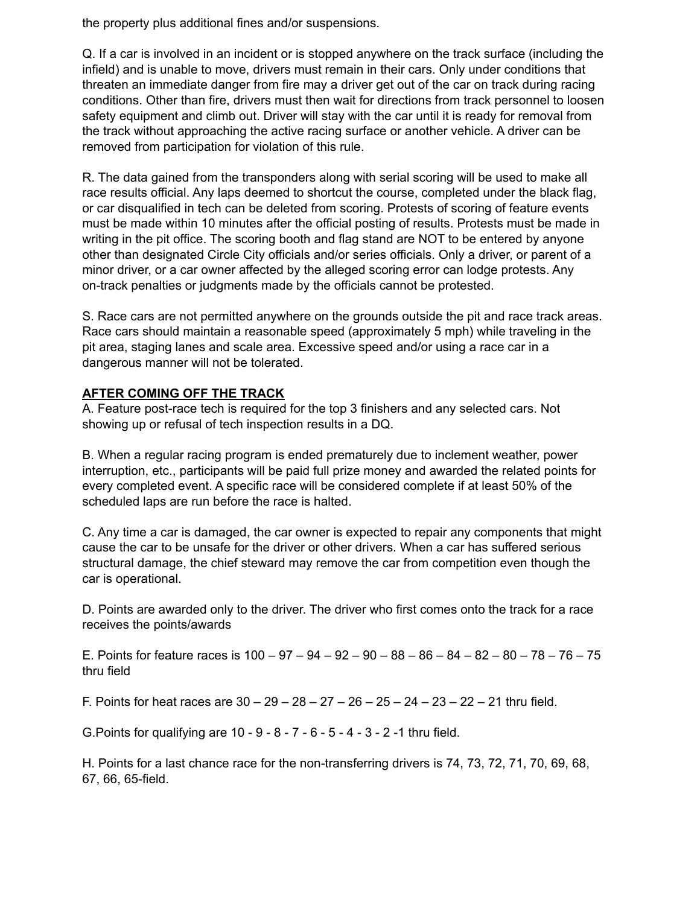the property plus additional fines and/or suspensions.

Q. If a car is involved in an incident or is stopped anywhere on the track surface (including the infield) and is unable to move, drivers must remain in their cars. Only under conditions that threaten an immediate danger from fire may a driver get out of the car on track during racing conditions. Other than fire, drivers must then wait for directions from track personnel to loosen safety equipment and climb out. Driver will stay with the car until it is ready for removal from the track without approaching the active racing surface or another vehicle. A driver can be removed from participation for violation of this rule.

R. The data gained from the transponders along with serial scoring will be used to make all race results official. Any laps deemed to shortcut the course, completed under the black flag, or car disqualified in tech can be deleted from scoring. Protests of scoring of feature events must be made within 10 minutes after the official posting of results. Protests must be made in writing in the pit office. The scoring booth and flag stand are NOT to be entered by anyone other than designated Circle City officials and/or series officials. Only a driver, or parent of a minor driver, or a car owner affected by the alleged scoring error can lodge protests. Any on-track penalties or judgments made by the officials cannot be protested.

S. Race cars are not permitted anywhere on the grounds outside the pit and race track areas. Race cars should maintain a reasonable speed (approximately 5 mph) while traveling in the pit area, staging lanes and scale area. Excessive speed and/or using a race car in a dangerous manner will not be tolerated.

**AFTER COMING OFF THE TRACK**

A. Feature post-race tech is required for the top 3 finishers and any selected cars. Not showing up or refusal of tech inspection results in a DQ.

B. When a regular racing program is ended prematurely due to inclement weather, power interruption, etc., participants will be paid full prize money and awarded the related points for every completed event. A specific race will be considered complete if at least 50% of the scheduled laps are run before the race is halted.

C. Any time a car is damaged, the car owner is expected to repair any components that might cause the car to be unsafe for the driver or other drivers. When a car has suffered serious structural damage, the chief steward may remove the car from competition even though the car is operational.

D. Points are awarded only to the driver. The driver who first comes onto the track for a race receives the points/awards

E. Points for feature races is 100 – 97 – 94 – 92 – 90 – 88 – 86 – 84 – 82 – 80 – 78 – 76 – 75 thru field

F. Points for heat races are 30 – 29 – 28 – 27 – 26 – 25 – 24 – 23 – 22 – 21 thru field.

G.Points for qualifying are 10 - 9 - 8 - 7 - 6 - 5 - 4 - 3 - 2 -1 thru field.

H. Points for a last chance race for the non-transferring drivers is 74, 73, 72, 71, 70, 69, 68, 67, 66, 65-field.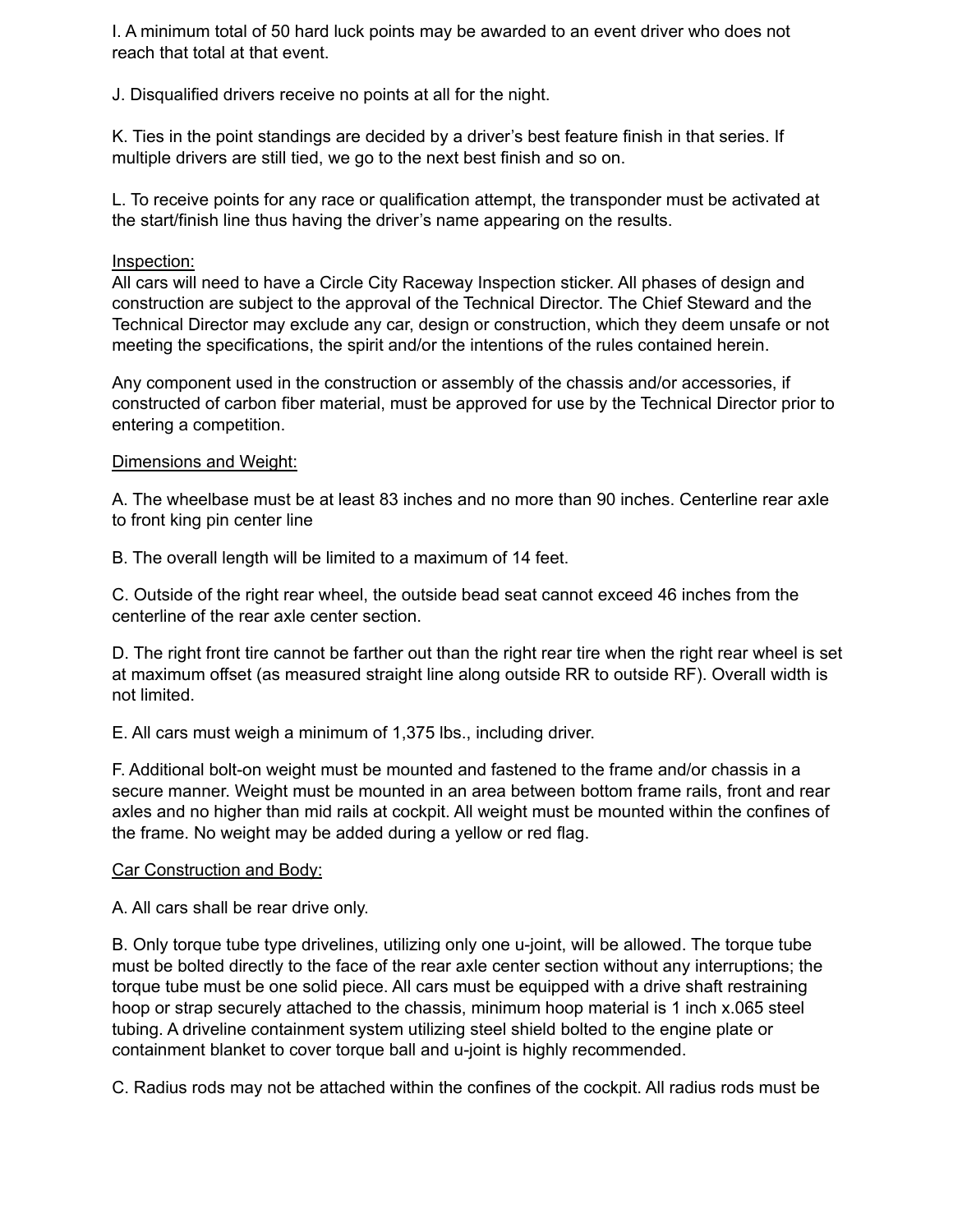I. A minimum total of 50 hard luck points may be awarded to an event driver who does not reach that total at that event.

J. Disqualified drivers receive no points at all for the night.

K. Ties in the point standings are decided by a driver's best feature finish in that series. If multiple drivers are still tied, we go to the next best finish and so on.

L. To receive points for any race or qualification attempt, the transponder must be activated at the start/finish line thus having the driver's name appearing on the results.

<u>Inspection:</u>

All cars will need to have a Circle City Raceway Inspection sticker. All phases of design and construction are subject to the approval of the Technical Director. The Chief Steward and the Technical Director may exclude any car, design or construction, which they deem unsafe or not meeting the specifications, the spirit and/or the intentions of the rules contained herein.

Any component used in the construction or assembly of the chassis and/or accessories, if constructed of carbon fiber material, must be approved for use by the Technical Director prior to entering a competition.

<u>Dimensions and Weight:</u>

A. The wheelbase must be at least 83 inches and no more than 90 inches. Centerline rear axle to front king pin center line

B. The overall length will be limited to a maximum of 14 feet.

C. Outside of the right rear wheel, the outside bead seat cannot exceed 46 inches from the centerline of the rear axle center section.

D. The right front tire cannot be farther out than the right rear tire when the right rear wheel is set at maximum offset (as measured straight line along outside RR to outside RF). Overall width is not limited.

E. All cars must weigh a minimum of 1,375 lbs., including driver.

F. Additional bolt-on weight must be mounted and fastened to the frame and/or chassis in a secure manner. Weight must be mounted in an area between bottom frame rails, front and rear axles and no higher than mid rails at cockpit. All weight must be mounted within the confines of the frame. No weight may be added during a yellow or red flag.

<u>Car Construction and Body:</u>

A. All cars shall be rear drive only.

B. Only torque tube type drivelines, utilizing only one u-joint, will be allowed. The torque tube must be bolted directly to the face of the rear axle center section without any interruptions; the torque tube must be one solid piece. All cars must be equipped with a drive shaft restraining hoop or strap securely attached to the chassis, minimum hoop material is 1 inch x.065 steel tubing. A driveline containment system utilizing steel shield bolted to the engine plate or containment blanket to cover torque ball and u-joint is highly recommended.

C. Radius rods may not be attached within the confines of the cockpit. All radius rods must be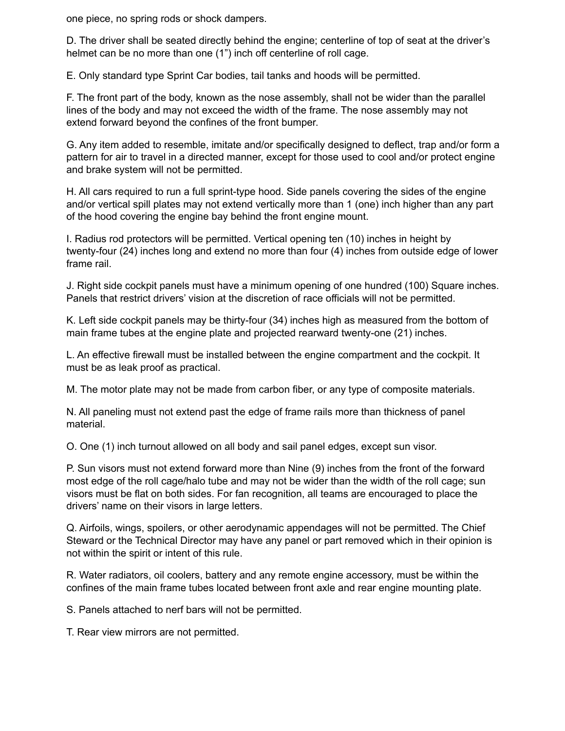one piece, no spring rods or shock dampers.

D. The driver shall be seated directly behind the engine; centerline of top of seat at the driver's helmet can be no more than one (1") inch off centerline of roll cage.

E. Only standard type Sprint Car bodies, tail tanks and hoods will be permitted.

F. The front part of the body, known as the nose assembly, shall not be wider than the parallel lines of the body and may not exceed the width of the frame. The nose assembly may not extend forward beyond the confines of the front bumper.

G. Any item added to resemble, imitate and/or specifically designed to deflect, trap and/or form a pattern for air to travel in a directed manner, except for those used to cool and/or protect engine and brake system will not be permitted.

H. All cars required to run a full sprint-type hood. Side panels covering the sides of the engine and/or vertical spill plates may not extend vertically more than 1 (one) inch higher than any part of the hood covering the engine bay behind the front engine mount.

I. Radius rod protectors will be permitted. Vertical opening ten (10) inches in height by twenty-four (24) inches long and extend no more than four (4) inches from outside edge of lower frame rail.

J. Right side cockpit panels must have a minimum opening of one hundred (100) Square inches. Panels that restrict drivers' vision at the discretion of race officials will not be permitted.

K. Left side cockpit panels may be thirty-four (34) inches high as measured from the bottom of main frame tubes at the engine plate and projected rearward twenty-one (21) inches.

L. An effective firewall must be installed between the engine compartment and the cockpit. It must be as leak proof as practical.

M. The motor plate may not be made from carbon fiber, or any type of composite materials.

N. All paneling must not extend past the edge of frame rails more than thickness of panel material.

O. One (1) inch turnout allowed on all body and sail panel edges, except sun visor.

P. Sun visors must not extend forward more than Nine (9) inches from the front of the forward most edge of the roll cage/halo tube and may not be wider than the width of the roll cage; sun visors must be flat on both sides. For fan recognition, all teams are encouraged to place the drivers' name on their visors in large letters.

Q. Airfoils, wings, spoilers, or other aerodynamic appendages will not be permitted. The Chief Steward or the Technical Director may have any panel or part removed which in their opinion is not within the spirit or intent of this rule.

R. Water radiators, oil coolers, battery and any remote engine accessory, must be within the confines of the main frame tubes located between front axle and rear engine mounting plate.

S. Panels attached to nerf bars will not be permitted.

T. Rear view mirrors are not permitted.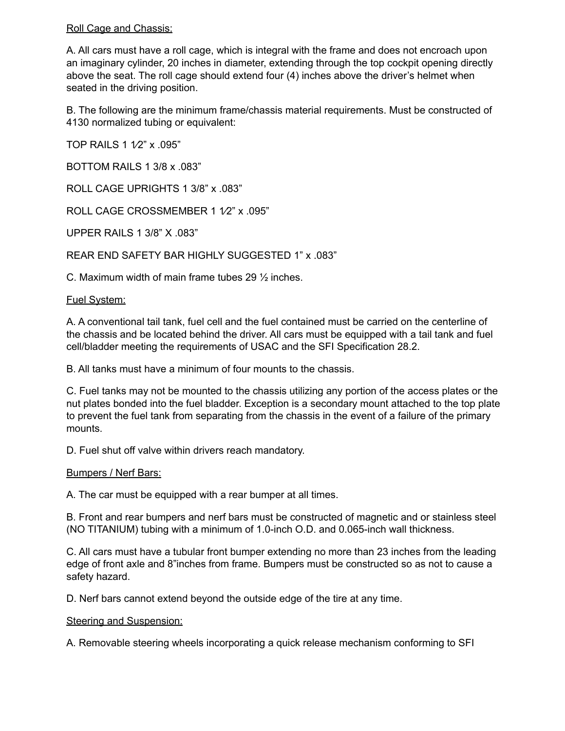Roll Cage and Chassis:

A. All cars must have a roll cage, which is integral with the frame and does not encroach upon an imaginary cylinder, 20 inches in diameter, extending through the top cockpit opening directly above the seat. The roll cage should extend four (4) inches above the driver's helmet when seated in the driving position.

B. The following are the minimum frame/chassis material requirements. Must be constructed of 4130 normalized tubing or equivalent:

TOP RAILS 1 1⁄2" x .095"

BOTTOM RAILS 1 3/8 x .083"

ROLL CAGE UPRIGHTS 1 3/8" x .083"

ROLL CAGE CROSSMEMBER 1 1⁄2" x .095"

UPPER RAILS 1 3/8" X .083"

REAR END SAFETY BAR HIGHLY SUGGESTED 1" x .083"

C. Maximum width of main frame tubes 29 ½ inches.

Fuel System:

A. A conventional tail tank, fuel cell and the fuel contained must be carried on the centerline of the chassis and be located behind the driver. All cars must be equipped with a tail tank and fuel cell/bladder meeting the requirements of USAC and the SFI Specification 28.2.

B. All tanks must have a minimum of four mounts to the chassis.

C. Fuel tanks may not be mounted to the chassis utilizing any portion of the access plates or the nut plates bonded into the fuel bladder. Exception is a secondary mount attached to the top plate to prevent the fuel tank from separating from the chassis in the event of a failure of the primary mounts.

D. Fuel shut off valve within drivers reach mandatory.

Bumpers / Nerf Bars:

A. The car must be equipped with a rear bumper at all times.

B. Front and rear bumpers and nerf bars must be constructed of magnetic and or stainless steel (NO TITANIUM) tubing with a minimum of 1.0-inch O.D. and 0.065-inch wall thickness.

C. All cars must have a tubular front bumper extending no more than 23 inches from the leading edge of front axle and 8"inches from frame. Bumpers must be constructed so as not to cause a safety hazard.

D. Nerf bars cannot extend beyond the outside edge of the tire at any time.

Steering and Suspension:

A. Removable steering wheels incorporating a quick release mechanism conforming to SFI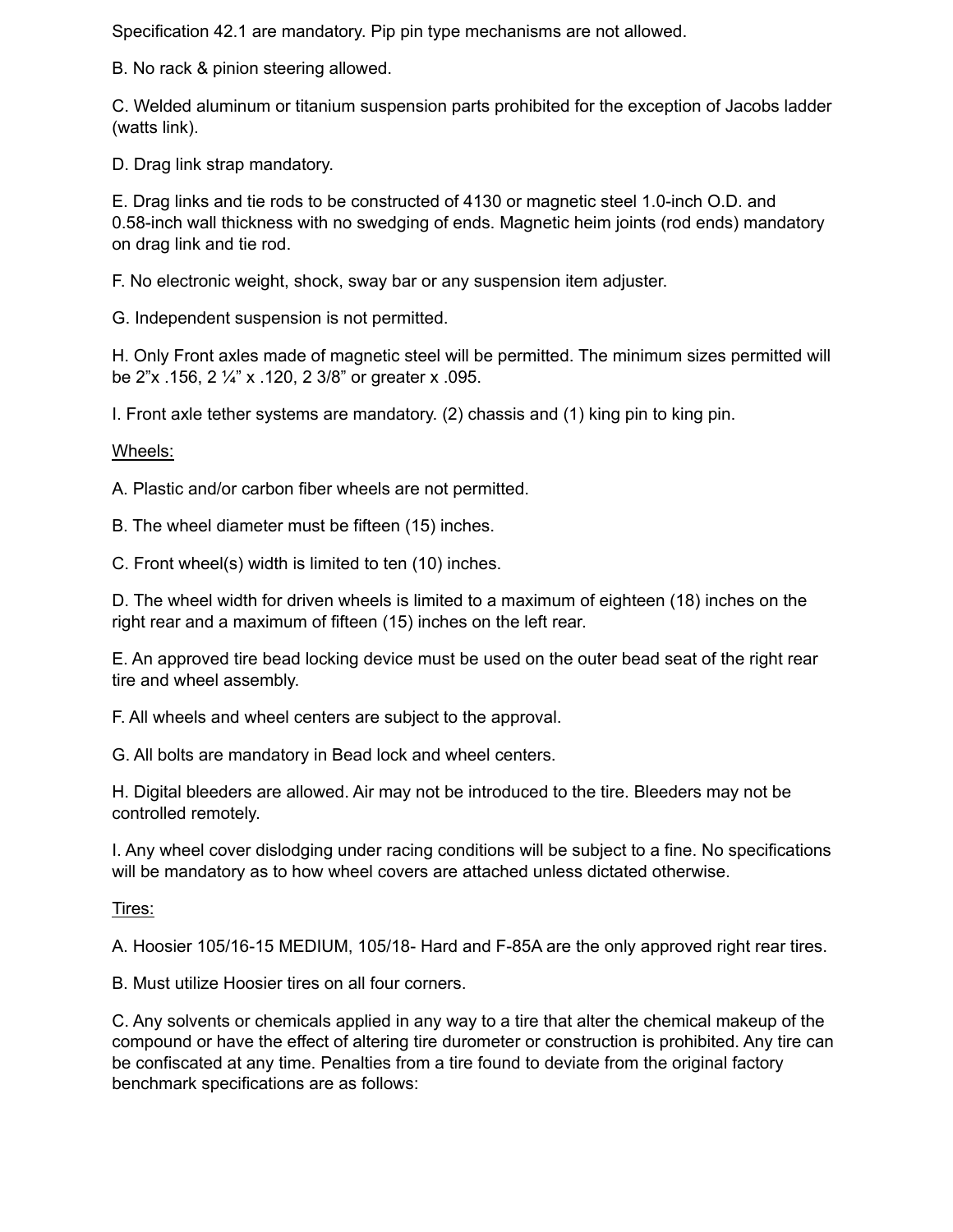Specification 42.1 are mandatory. Pip pin type mechanisms are not allowed.

B. No rack & pinion steering allowed.

C. Welded aluminum or titanium suspension parts prohibited for the exception of Jacobs ladder (watts link).

D. Drag link strap mandatory.

E. Drag links and tie rods to be constructed of 4130 or magnetic steel 1.0-inch O.D. and 0.58-inch wall thickness with no swedging of ends. Magnetic heim joints (rod ends) mandatory on drag link and tie rod.

F. No electronic weight, shock, sway bar or any suspension item adjuster.

G. Independent suspension is not permitted.

H. Only Front axles made of magnetic steel will be permitted. The minimum sizes permitted will be 2"x .156, 2 ¼" x .120, 2 3/8" or greater x .095.

I. Front axle tether systems are mandatory. (2) chassis and (1) king pin to king pin.

<u>Wheels:</u>

A. Plastic and/or carbon fiber wheels are not permitted.

B. The wheel diameter must be fifteen (15) inches.

C. Front wheel(s) width is limited to ten (10) inches.

D. The wheel width for driven wheels is limited to a maximum of eighteen (18) inches on the right rear and a maximum of fifteen (15) inches on the left rear.

E. An approved tire bead locking device must be used on the outer bead seat of the right rear tire and wheel assembly.

F. All wheels and wheel centers are subject to the approval.

G. All bolts are mandatory in Bead lock and wheel centers.

H. Digital bleeders are allowed. Air may not be introduced to the tire. Bleeders may not be controlled remotely.

I. Any wheel cover dislodging under racing conditions will be subject to a fine. No specifications will be mandatory as to how wheel covers are attached unless dictated otherwise.

<u>Tires:</u>

A. Hoosier 105/16-15 MEDIUM, 105/18- Hard and F-85A are the only approved right rear tires.

B. Must utilize Hoosier tires on all four corners.

C. Any solvents or chemicals applied in any way to a tire that alter the chemical makeup of the compound or have the effect of altering tire durometer or construction is prohibited. Any tire can be confiscated at any time. Penalties from a tire found to deviate from the original factory benchmark specifications are as follows: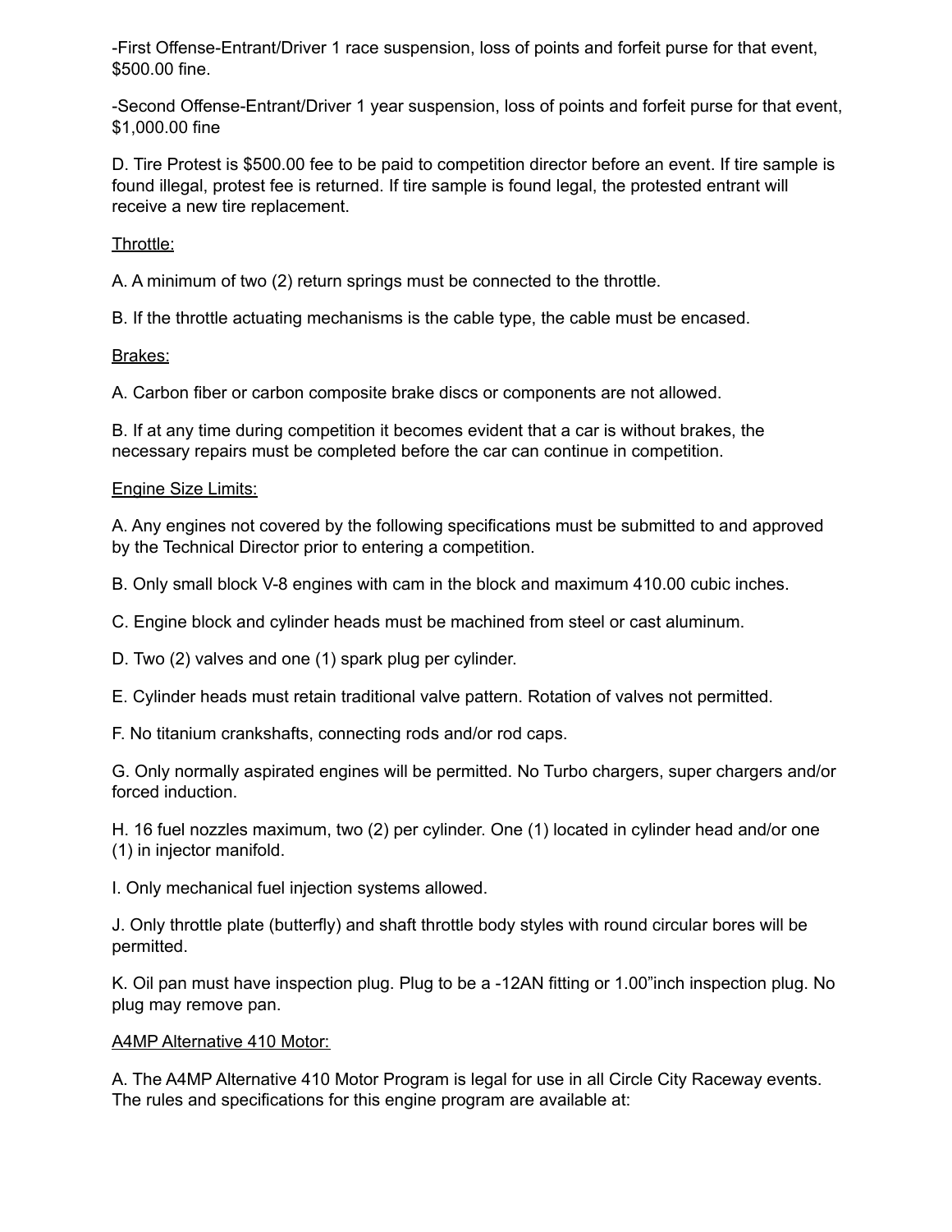-First Offense-Entrant/Driver 1 race suspension, loss of points and forfeit purse for that event, $500.00 fine.

-Second Offense-Entrant/Driver 1 year suspension, loss of points and forfeit purse for that event, $1,000.00 fine

D. Tire Protest is $500.00 fee to be paid to competition director before an event. If tire sample is found illegal, protest fee is returned. If tire sample is found legal, the protested entrant will receive a new tire replacement.

<u>Throttle:</u>

A. A minimum of two (2) return springs must be connected to the throttle.

B. If the throttle actuating mechanisms is the cable type, the cable must be encased.

<u>Brakes:</u>

A. Carbon fiber or carbon composite brake discs or components are not allowed.

B. If at any time during competition it becomes evident that a car is without brakes, the necessary repairs must be completed before the car can continue in competition.

<u>Engine Size Limits:</u>

A. Any engines not covered by the following specifications must be submitted to and approved by the Technical Director prior to entering a competition.

B. Only small block V-8 engines with cam in the block and maximum 410.00 cubic inches.

C. Engine block and cylinder heads must be machined from steel or cast aluminum.

D. Two (2) valves and one (1) spark plug per cylinder.

E. Cylinder heads must retain traditional valve pattern. Rotation of valves not permitted.

F. No titanium crankshafts, connecting rods and/or rod caps.

G. Only normally aspirated engines will be permitted. No Turbo chargers, super chargers and/or forced induction.

H. 16 fuel nozzles maximum, two (2) per cylinder. One (1) located in cylinder head and/or one (1) in injector manifold.

I. Only mechanical fuel injection systems allowed.

J. Only throttle plate (butterfly) and shaft throttle body styles with round circular bores will be permitted.

K. Oil pan must have inspection plug. Plug to be a -12AN fitting or 1.00”inch inspection plug. No plug may remove pan.

<u>A4MP Alternative 410 Motor:</u>

A. The A4MP Alternative 410 Motor Program is legal for use in all Circle City Raceway events. The rules and specifications for this engine program are available at: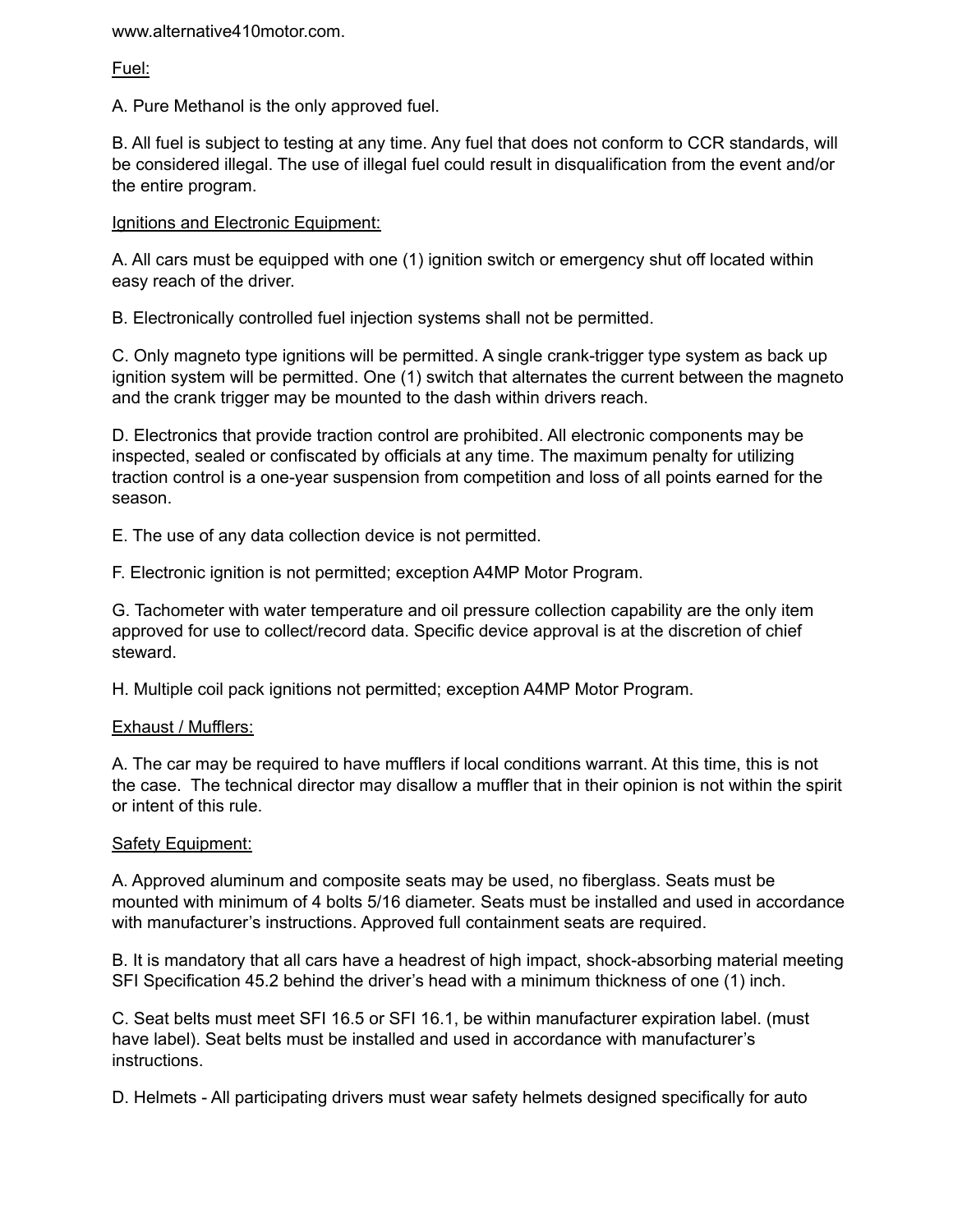www.alternative410motor.com.

<u>Fuel:</u>

A. Pure Methanol is the only approved fuel.

B. All fuel is subject to testing at any time. Any fuel that does not conform to CCR standards, will be considered illegal. The use of illegal fuel could result in disqualification from the event and/or the entire program.

<u>Ignitions and Electronic Equipment:</u>

A. All cars must be equipped with one (1) ignition switch or emergency shut off located within easy reach of the driver.

B. Electronically controlled fuel injection systems shall not be permitted.

C. Only magneto type ignitions will be permitted. A single crank-trigger type system as back up ignition system will be permitted. One (1) switch that alternates the current between the magneto and the crank trigger may be mounted to the dash within drivers reach.

D. Electronics that provide traction control are prohibited. All electronic components may be inspected, sealed or confiscated by officials at any time. The maximum penalty for utilizing traction control is a one-year suspension from competition and loss of all points earned for the season.

E. The use of any data collection device is not permitted.

F. Electronic ignition is not permitted; exception A4MP Motor Program.

G. Tachometer with water temperature and oil pressure collection capability are the only item approved for use to collect/record data. Specific device approval is at the discretion of chief steward.

H. Multiple coil pack ignitions not permitted; exception A4MP Motor Program.

<u>Exhaust / Mufflers:</u>

A. The car may be required to have mufflers if local conditions warrant. At this time, this is not the case. The technical director may disallow a muffler that in their opinion is not within the spirit or intent of this rule.

<u>Safety Equipment:</u>

A. Approved aluminum and composite seats may be used, no fiberglass. Seats must be mounted with minimum of 4 bolts 5/16 diameter. Seats must be installed and used in accordance with manufacturer's instructions. Approved full containment seats are required.

B. It is mandatory that all cars have a headrest of high impact, shock-absorbing material meeting SFI Specification 45.2 behind the driver's head with a minimum thickness of one (1) inch.

C. Seat belts must meet SFI 16.5 or SFI 16.1, be within manufacturer expiration label. (must have label). Seat belts must be installed and used in accordance with manufacturer's instructions.

D. Helmets - All participating drivers must wear safety helmets designed specifically for auto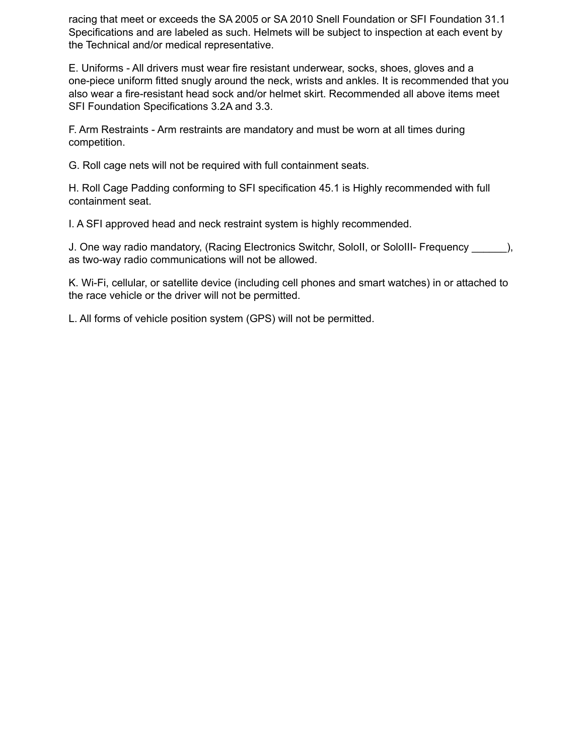racing that meet or exceeds the SA 2005 or SA 2010 Snell Foundation or SFI Foundation 31.1 Specifications and are labeled as such. Helmets will be subject to inspection at each event by the Technical and/or medical representative.

E. Uniforms - All drivers must wear fire resistant underwear, socks, shoes, gloves and a one-piece uniform fitted snugly around the neck, wrists and ankles. It is recommended that you also wear a fire-resistant head sock and/or helmet skirt. Recommended all above items meet SFI Foundation Specifications 3.2A and 3.3.

F. Arm Restraints - Arm restraints are mandatory and must be worn at all times during competition.

G. Roll cage nets will not be required with full containment seats.

H. Roll Cage Padding conforming to SFI specification 45.1 is Highly recommended with full containment seat.

I. A SFI approved head and neck restraint system is highly recommended.

J. One way radio mandatory, (Racing Electronics Switchr, SoloII, or SoloIII- Frequency ______), as two-way radio communications will not be allowed.

K. Wi-Fi, cellular, or satellite device (including cell phones and smart watches) in or attached to the race vehicle or the driver will not be permitted.

L. All forms of vehicle position system (GPS) will not be permitted.